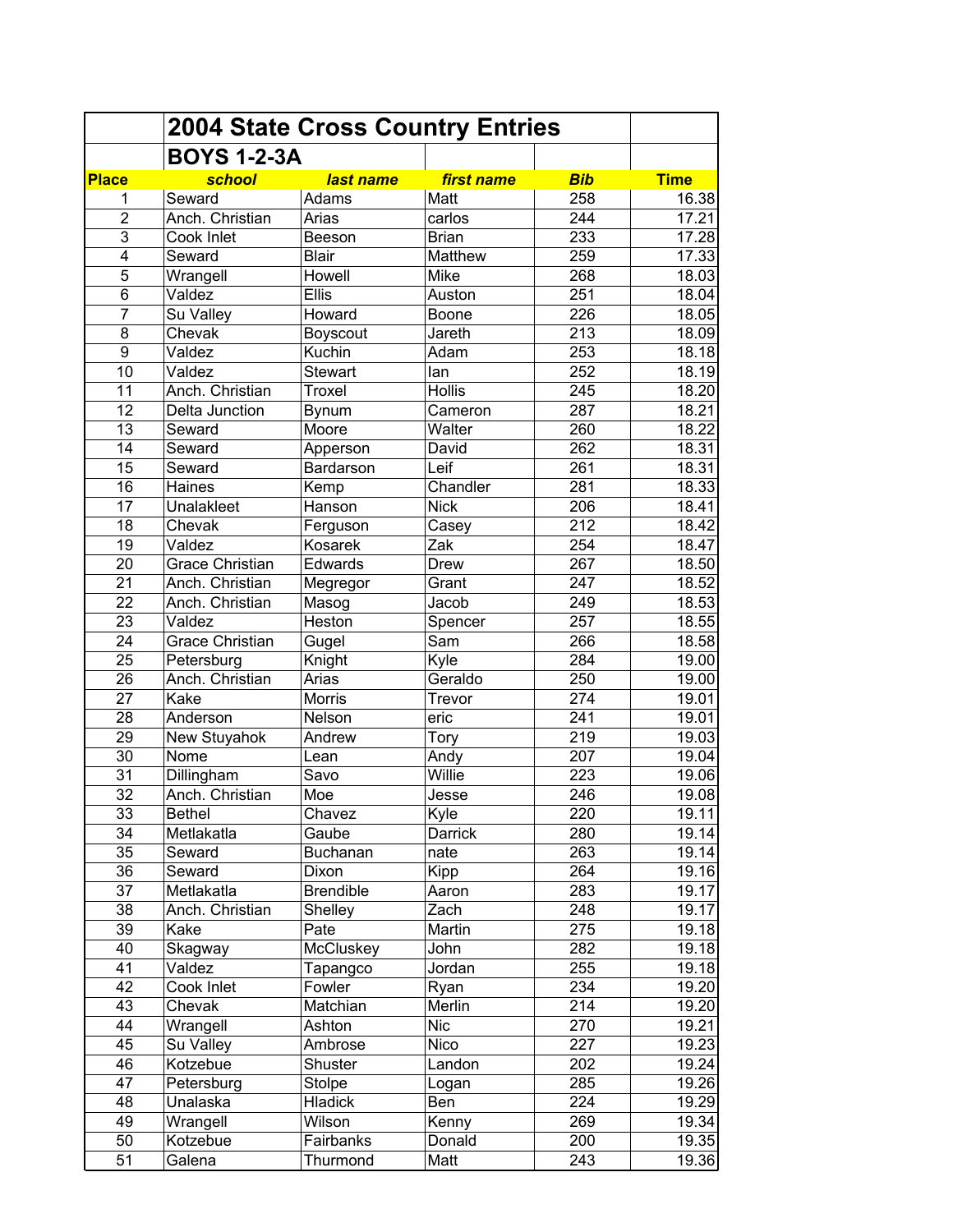## 2004 State Cross Country Entries

### BOYS 1-2-3A

| Place | school | last name | first name | Bib | Time |
|---|---|---|---|---|---|
| 1 | Seward | Adams | Matt | 258 | 16.38 |
| 2 | Anch. Christian | Arias | carlos | 244 | 17.21 |
| 3 | Cook Inlet | Beeson | Brian | 233 | 17.28 |
| 4 | Seward | Blair | Matthew | 259 | 17.33 |
| 5 | Wrangell | Howell | Mike | 268 | 18.03 |
| 6 | Valdez | Ellis | Auston | 251 | 18.04 |
| 7 | Su Valley | Howard | Boone | 226 | 18.05 |
| 8 | Chevak | Boyscout | Jareth | 213 | 18.09 |
| 9 | Valdez | Kuchin | Adam | 253 | 18.18 |
| 10 | Valdez | Stewart | Ian | 252 | 18.19 |
| 11 | Anch. Christian | Troxel | Hollis | 245 | 18.20 |
| 12 | Delta Junction | Bynum | Cameron | 287 | 18.21 |
| 13 | Seward | Moore | Walter | 260 | 18.22 |
| 14 | Seward | Apperson | David | 262 | 18.31 |
| 15 | Seward | Bardarson | Leif | 261 | 18.31 |
| 16 | Haines | Kemp | Chandler | 281 | 18.33 |
| 17 | Unalakleet | Hanson | Nick | 206 | 18.41 |
| 18 | Chevak | Ferguson | Casey | 212 | 18.42 |
| 19 | Valdez | Kosarek | Zak | 254 | 18.47 |
| 20 | Grace Christian | Edwards | Drew | 267 | 18.50 |
| 21 | Anch. Christian | Megregor | Grant | 247 | 18.52 |
| 22 | Anch. Christian | Masog | Jacob | 249 | 18.53 |
| 23 | Valdez | Heston | Spencer | 257 | 18.55 |
| 24 | Grace Christian | Gugel | Sam | 266 | 18.58 |
| 25 | Petersburg | Knight | Kyle | 284 | 19.00 |
| 26 | Anch. Christian | Arias | Geraldo | 250 | 19.00 |
| 27 | Kake | Morris | Trevor | 274 | 19.01 |
| 28 | Anderson | Nelson | eric | 241 | 19.01 |
| 29 | New Stuyahok | Andrew | Tory | 219 | 19.03 |
| 30 | Nome | Lean | Andy | 207 | 19.04 |
| 31 | Dillingham | Savo | Willie | 223 | 19.06 |
| 32 | Anch. Christian | Moe | Jesse | 246 | 19.08 |
| 33 | Bethel | Chavez | Kyle | 220 | 19.11 |
| 34 | Metlakatla | Gaube | Darrick | 280 | 19.14 |
| 35 | Seward | Buchanan | nate | 263 | 19.14 |
| 36 | Seward | Dixon | Kipp | 264 | 19.16 |
| 37 | Metlakatla | Brendible | Aaron | 283 | 19.17 |
| 38 | Anch. Christian | Shelley | Zach | 248 | 19.17 |
| 39 | Kake | Pate | Martin | 275 | 19.18 |
| 40 | Skagway | McCluskey | John | 282 | 19.18 |
| 41 | Valdez | Tapangco | Jordan | 255 | 19.18 |
| 42 | Cook Inlet | Fowler | Ryan | 234 | 19.20 |
| 43 | Chevak | Matchian | Merlin | 214 | 19.20 |
| 44 | Wrangell | Ashton | Nic | 270 | 19.21 |
| 45 | Su Valley | Ambrose | Nico | 227 | 19.23 |
| 46 | Kotzebue | Shuster | Landon | 202 | 19.24 |
| 47 | Petersburg | Stolpe | Logan | 285 | 19.26 |
| 48 | Unalaska | Hladick | Ben | 224 | 19.29 |
| 49 | Wrangell | Wilson | Kenny | 269 | 19.34 |
| 50 | Kotzebue | Fairbanks | Donald | 200 | 19.35 |
| 51 | Galena | Thurmond | Matt | 243 | 19.36 |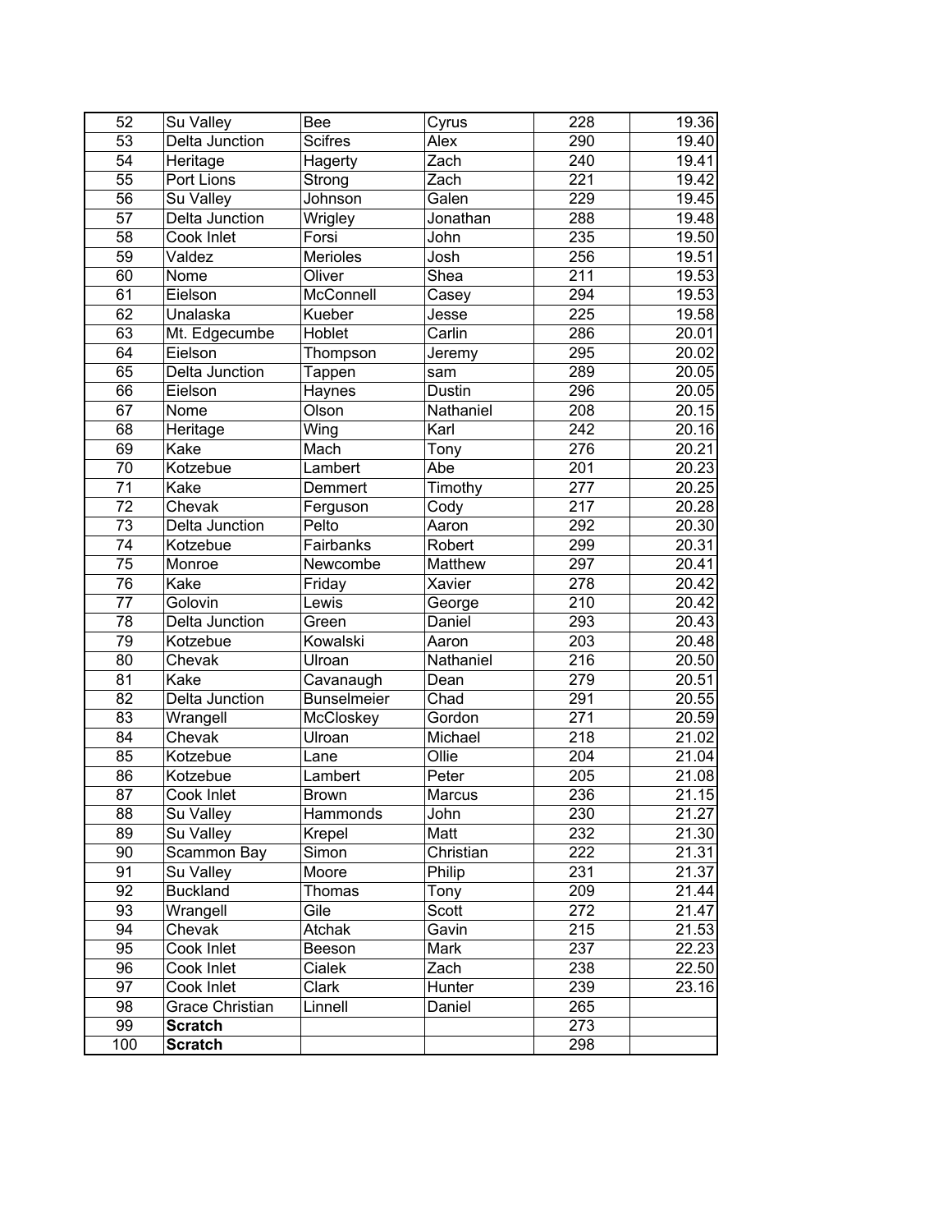| | | | | | |
|---|---|---|---|---|---|
| 52 | Su Valley | Bee | Cyrus | 228 | 19.36 |
| 53 | Delta Junction | Scifres | Alex | 290 | 19.40 |
| 54 | Heritage | Hagerty | Zach | 240 | 19.41 |
| 55 | Port Lions | Strong | Zach | 221 | 19.42 |
| 56 | Su Valley | Johnson | Galen | 229 | 19.45 |
| 57 | Delta Junction | Wrigley | Jonathan | 288 | 19.48 |
| 58 | Cook Inlet | Forsi | John | 235 | 19.50 |
| 59 | Valdez | Merioles | Josh | 256 | 19.51 |
| 60 | Nome | Oliver | Shea | 211 | 19.53 |
| 61 | Eielson | McConnell | Casey | 294 | 19.53 |
| 62 | Unalaska | Kueber | Jesse | 225 | 19.58 |
| 63 | Mt. Edgecumbe | Hoblet | Carlin | 286 | 20.01 |
| 64 | Eielson | Thompson | Jeremy | 295 | 20.02 |
| 65 | Delta Junction | Tappen | sam | 289 | 20.05 |
| 66 | Eielson | Haynes | Dustin | 296 | 20.05 |
| 67 | Nome | Olson | Nathaniel | 208 | 20.15 |
| 68 | Heritage | Wing | Karl | 242 | 20.16 |
| 69 | Kake | Mach | Tony | 276 | 20.21 |
| 70 | Kotzebue | Lambert | Abe | 201 | 20.23 |
| 71 | Kake | Demmert | Timothy | 277 | 20.25 |
| 72 | Chevak | Ferguson | Cody | 217 | 20.28 |
| 73 | Delta Junction | Pelto | Aaron | 292 | 20.30 |
| 74 | Kotzebue | Fairbanks | Robert | 299 | 20.31 |
| 75 | Monroe | Newcombe | Matthew | 297 | 20.41 |
| 76 | Kake | Friday | Xavier | 278 | 20.42 |
| 77 | Golovin | Lewis | George | 210 | 20.42 |
| 78 | Delta Junction | Green | Daniel | 293 | 20.43 |
| 79 | Kotzebue | Kowalski | Aaron | 203 | 20.48 |
| 80 | Chevak | Ulroan | Nathaniel | 216 | 20.50 |
| 81 | Kake | Cavanaugh | Dean | 279 | 20.51 |
| 82 | Delta Junction | Bunselmeier | Chad | 291 | 20.55 |
| 83 | Wrangell | McCloskey | Gordon | 271 | 20.59 |
| 84 | Chevak | Ulroan | Michael | 218 | 21.02 |
| 85 | Kotzebue | Lane | Ollie | 204 | 21.04 |
| 86 | Kotzebue | Lambert | Peter | 205 | 21.08 |
| 87 | Cook Inlet | Brown | Marcus | 236 | 21.15 |
| 88 | Su Valley | Hammonds | John | 230 | 21.27 |
| 89 | Su Valley | Krepel | Matt | 232 | 21.30 |
| 90 | Scammon Bay | Simon | Christian | 222 | 21.31 |
| 91 | Su Valley | Moore | Philip | 231 | 21.37 |
| 92 | Buckland | Thomas | Tony | 209 | 21.44 |
| 93 | Wrangell | Gile | Scott | 272 | 21.47 |
| 94 | Chevak | Atchak | Gavin | 215 | 21.53 |
| 95 | Cook Inlet | Beeson | Mark | 237 | 22.23 |
| 96 | Cook Inlet | Cialek | Zach | 238 | 22.50 |
| 97 | Cook Inlet | Clark | Hunter | 239 | 23.16 |
| 98 | Grace Christian | Linnell | Daniel | 265 | |
| 99 | **Scratch** | | | 273 | |
| 100 | **Scratch** | | | 298 | |